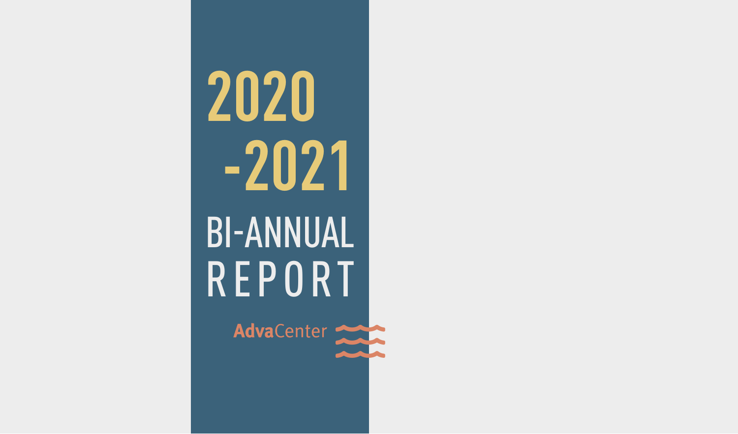# 2020 -2021

# BI-ANNUAL REPORT

AdvaCenter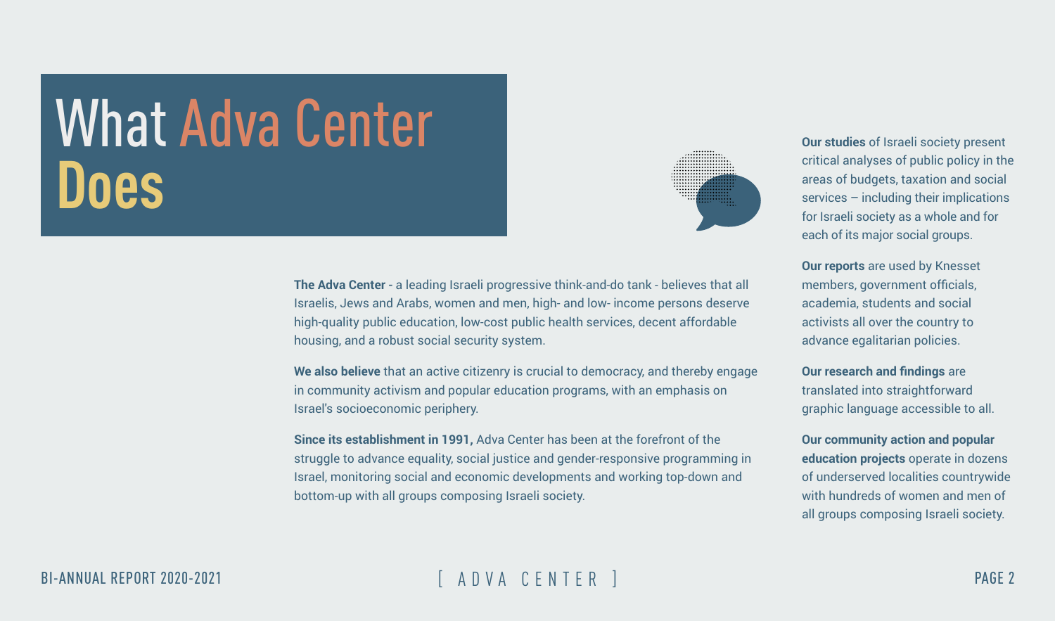# What Adva Center Does

**The Adva Center** - a leading Israeli progressive think-and-do tank - believes that all Israelis, Jews and Arabs, women and men, high- and low- income persons deserve high-quality public education, low-cost public health services, decent affordable housing, and a robust social security system.

**We also believe** that an active citizenry is crucial to democracy, and thereby engage in community activism and popular education programs, with an emphasis on Israel's socioeconomic periphery.

**Since its establishment in 1991,** Adva Center has been at the forefront of the struggle to advance equality, social justice and gender-responsive programming in Israel, monitoring social and economic developments and working top-down and bottom-up with all groups composing Israeli society.

**Our studies** of Israeli society present critical analyses of public policy in the areas of budgets, taxation and social services – including their implications for Israeli society as a whole and for each of its major social groups.

**Our reports** are used by Knesset members, government officials, academia, students and social activists all over the country to advance egalitarian policies.

**Our research and findings** are translated into straightforward graphic language accessible to all.

**Our community action and popular education projects** operate in dozens of underserved localities countrywide with hundreds of women and men of all groups composing Israeli society.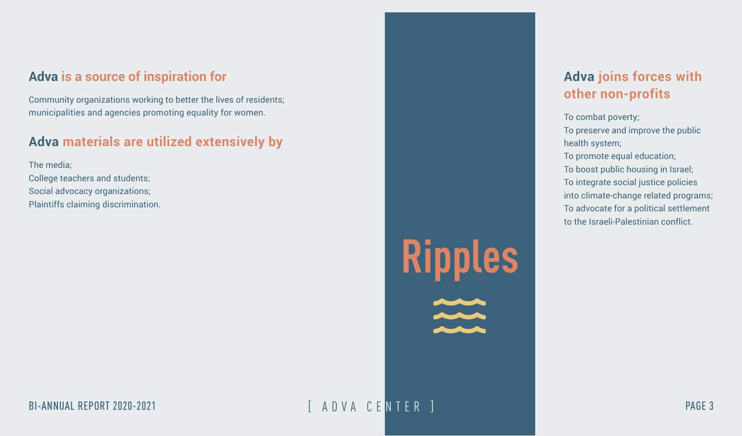# Ripples

## Adva is a source of inspiration for

Community organizations working to better the lives of residents; municipalities and agencies promoting equality for women.

## Adva materials are utilized extensively by

The media;
College teachers and students;
Social advocacy organizations;
Plaintiffs claiming discrimination.

## Adva joins forces with other non-profits

To combat poverty;
To preserve and improve the public health system;
To promote equal education;
To boost public housing in Israel;
To integrate social justice policies into climate-change related programs;
To advocate for a political settlement to the Israeli-Palestinian conflict.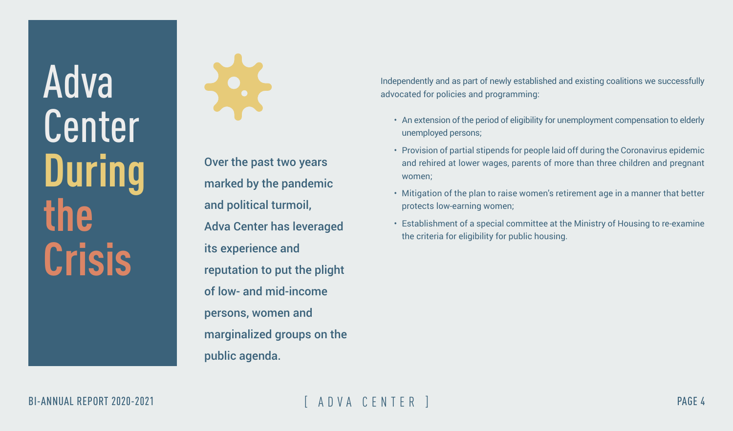# Adva Center During the Crisis

**Over the past two years marked by the pandemic and political turmoil, Adva Center has leveraged its experience and reputation to put the plight of low- and mid-income persons, women and marginalized groups on the public agenda.**

Independently and as part of newly established and existing coalitions we successfully advocated for policies and programming:

- An extension of the period of eligibility for unemployment compensation to elderly unemployed persons;
- Provision of partial stipends for people laid off during the Coronavirus epidemic and rehired at lower wages, parents of more than three children and pregnant women;
- Mitigation of the plan to raise women's retirement age in a manner that better protects low-earning women;
- Establishment of a special committee at the Ministry of Housing to re-examine the criteria for eligibility for public housing.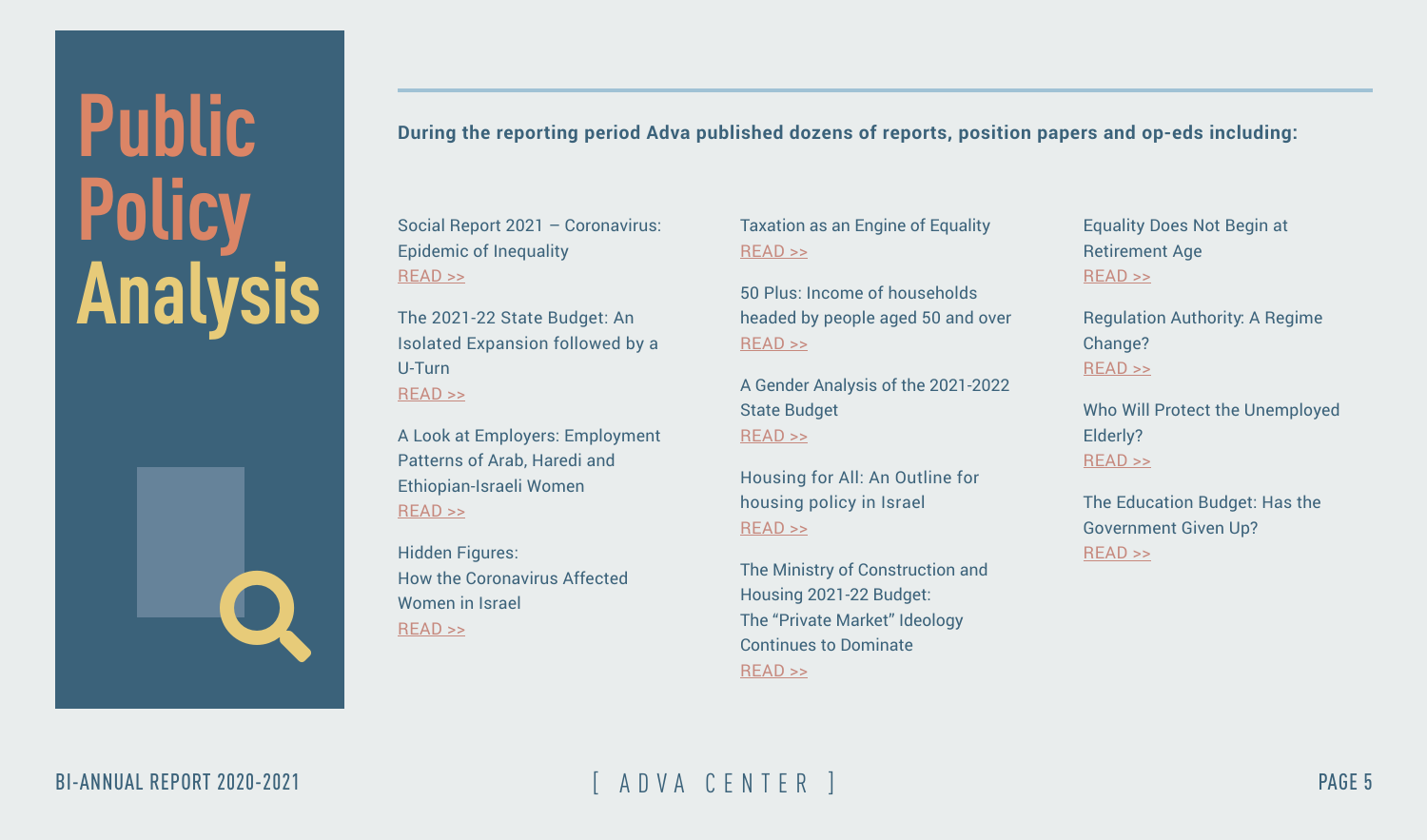# Public Policy Analysis

**During the reporting period Adva published dozens of reports, position papers and op-eds including:**

Social Report 2021 – Coronavirus: Epidemic of Inequality
READ >>

The 2021-22 State Budget: An Isolated Expansion followed by a U-Turn
READ >>

A Look at Employers: Employment Patterns of Arab, Haredi and Ethiopian-Israeli Women
READ >>

Hidden Figures:
How the Coronavirus Affected Women in Israel
READ >>

Taxation as an Engine of Equality
READ >>

50 Plus: Income of households headed by people aged 50 and over
READ >>

A Gender Analysis of the 2021-2022 State Budget
READ >>

Housing for All: An Outline for housing policy in Israel
READ >>

The Ministry of Construction and Housing 2021-22 Budget:
The "Private Market" Ideology Continues to Dominate
READ >>

Equality Does Not Begin at Retirement Age
READ >>

Regulation Authority: A Regime Change?
READ >>

Who Will Protect the Unemployed Elderly?
READ >>

The Education Budget: Has the Government Given Up?
READ >>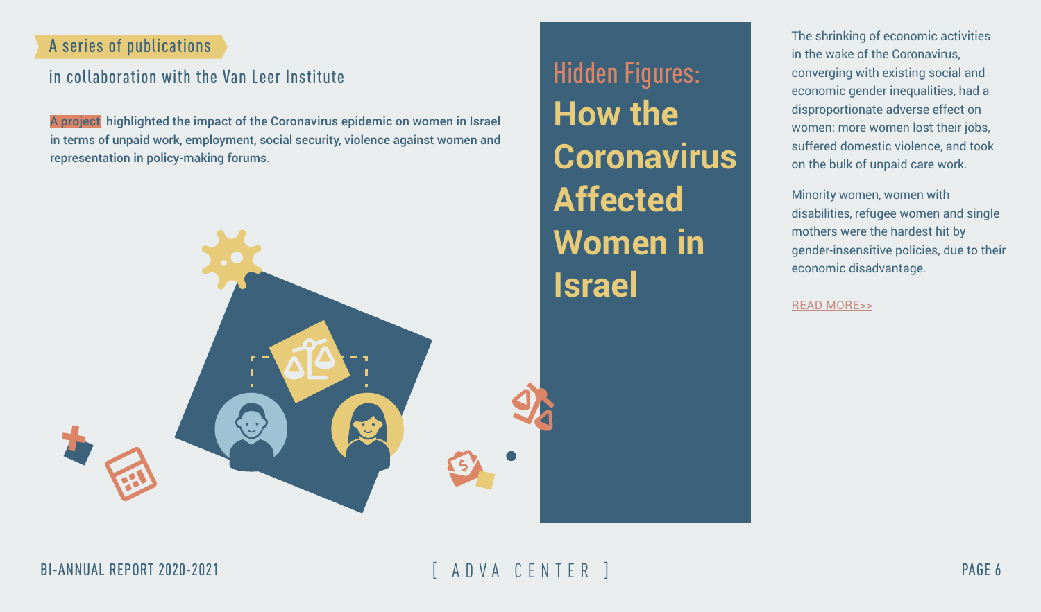A series of publications

in collaboration with the Van Leer Institute

A project highlighted the impact of the Coronavirus epidemic on women in Israel in terms of unpaid work, employment, social security, violence against women and representation in policy-making forums.

# Hidden Figures: How the Coronavirus Affected Women in Israel

The shrinking of economic activities in the wake of the Coronavirus, converging with existing social and economic gender inequalities, had a disproportionate adverse effect on women: more women lost their jobs, suffered domestic violence, and took on the bulk of unpaid care work.

Minority women, women with disabilities, refugee women and single mothers were the hardest hit by gender-insensitive policies, due to their economic disadvantage.

READ MORE>>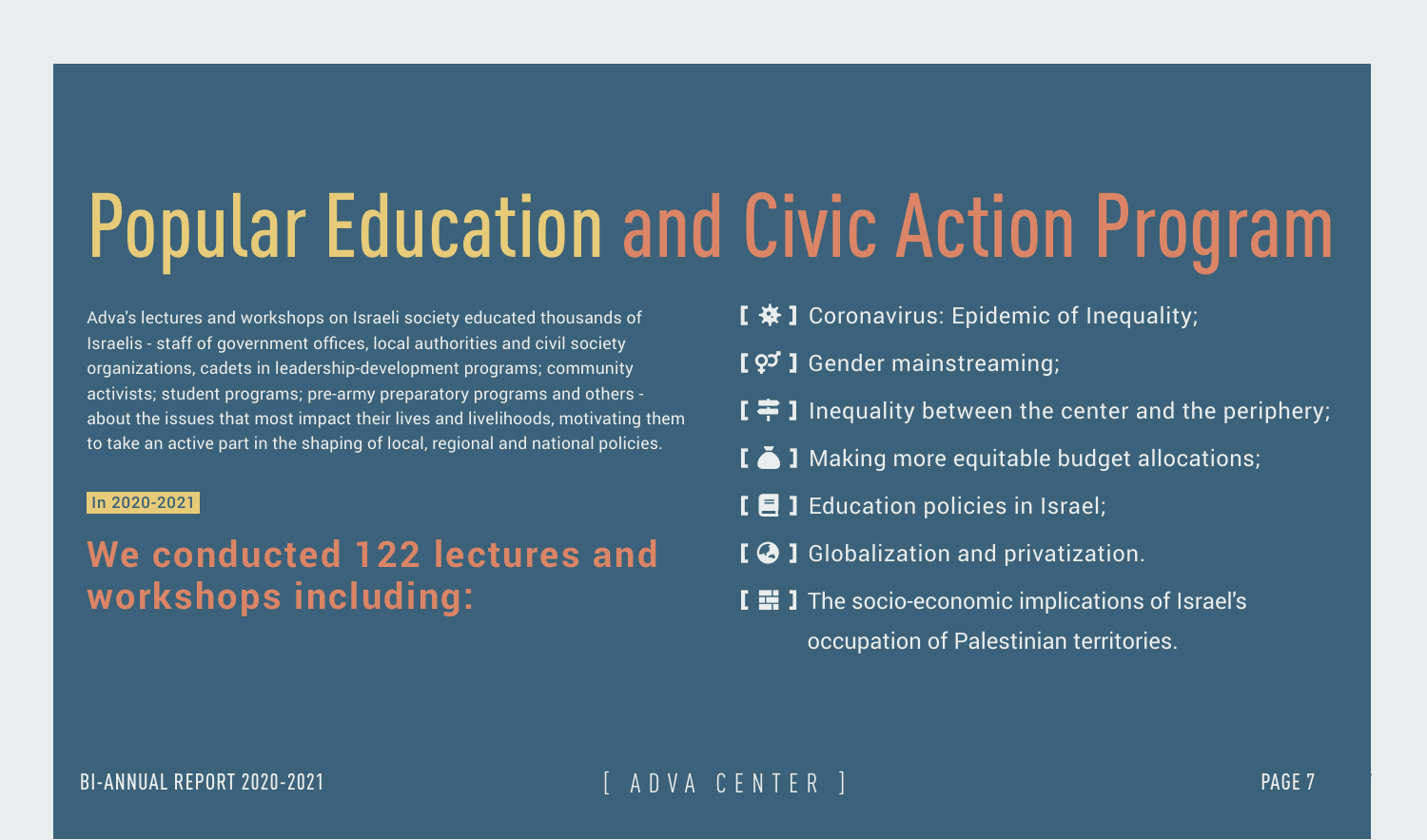# Popular Education and Civic Action Program

Adva's lectures and workshops on Israeli society educated thousands of Israelis - staff of government offices, local authorities and civil society organizations, cadets in leadership-development programs; community activists; student programs; pre-army preparatory programs and others - about the issues that most impact their lives and livelihoods, motivating them to take an active part in the shaping of local, regional and national policies.

**In 2020-2021**

## We conducted 122 lectures and workshops including:

- Coronavirus: Epidemic of Inequality;
- Gender mainstreaming;
- Inequality between the center and the periphery;
- Making more equitable budget allocations;
- Education policies in Israel;
- Globalization and privatization.
- The socio-economic implications of Israel's occupation of Palestinian territories.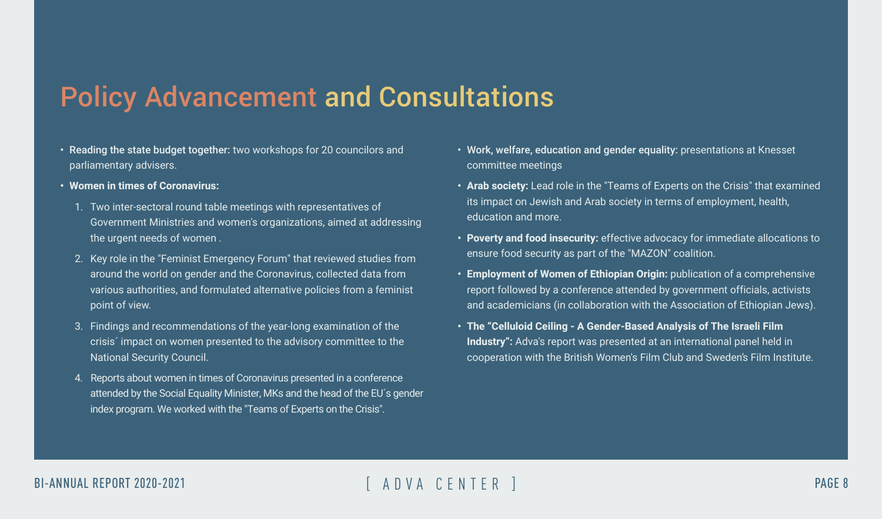# Policy Advancement and Consultations

- **Reading the state budget together:** two workshops for 20 councilors and parliamentary advisers.
- **Women in times of Coronavirus:**
  1. Two inter-sectoral round table meetings with representatives of Government Ministries and women's organizations, aimed at addressing the urgent needs of women .
  2. Key role in the "Feminist Emergency Forum" that reviewed studies from around the world on gender and the Coronavirus, collected data from various authorities, and formulated alternative policies from a feminist point of view.
  3. Findings and recommendations of the year-long examination of the crisis´ impact on women presented to the advisory committee to the National Security Council.
  4. Reports about women in times of Coronavirus presented in a conference attended by the Social Equality Minister, MKs and the head of the EU´s gender index program. We worked with the "Teams of Experts on the Crisis".
- **Work, welfare, education and gender equality:** presentations at Knesset committee meetings
- **Arab society:** Lead role in the "Teams of Experts on the Crisis" that examined its impact on Jewish and Arab society in terms of employment, health, education and more.
- **Poverty and food insecurity:** effective advocacy for immediate allocations to ensure food security as part of the "MAZON" coalition.
- **Employment of Women of Ethiopian Origin:** publication of a comprehensive report followed by a conference attended by government officials, activists and academicians (in collaboration with the Association of Ethiopian Jews).
- **The "Celluloid Ceiling - A Gender-Based Analysis of The Israeli Film Industry":** Adva's report was presented at an international panel held in cooperation with the British Women's Film Club and Sweden's Film Institute.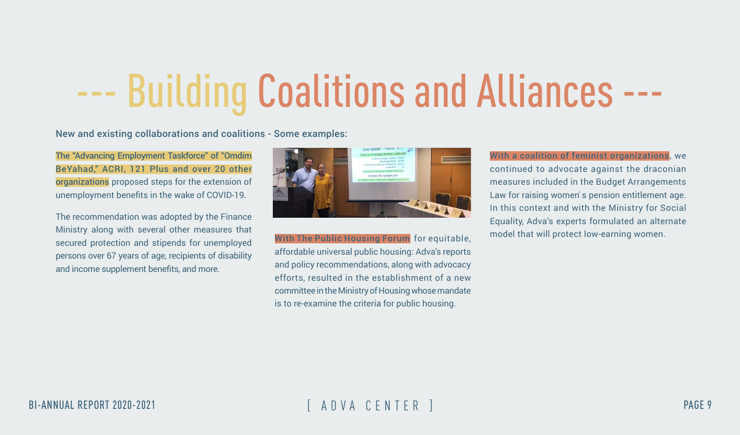# --- Building Coalitions and Alliances ---

New and existing collaborations and coalitions - Some examples:

**The "Advancing Employment Taskforce" of "Omdim BeYahad," ACRI, 121 Plus and over 20 other organizations** proposed steps for the extension of unemployment benefits in the wake of COVID-19.

The recommendation was adopted by the Finance Ministry along with several other measures that secured protection and stipends for unemployed persons over 67 years of age, recipients of disability and income supplement benefits, and more.

**With The Public Housing Forum** for equitable, affordable universal public housing: Adva's reports and policy recommendations, along with advocacy efforts, resulted in the establishment of a new committee in the Ministry of Housing whose mandate is to re-examine the criteria for public housing.

**With a coalition of feminist organizations**, we continued to advocate against the draconian measures included in the Budget Arrangements Law for raising women's pension entitlement age. In this context and with the Ministry for Social Equality, Adva's experts formulated an alternate model that will protect low-earning women.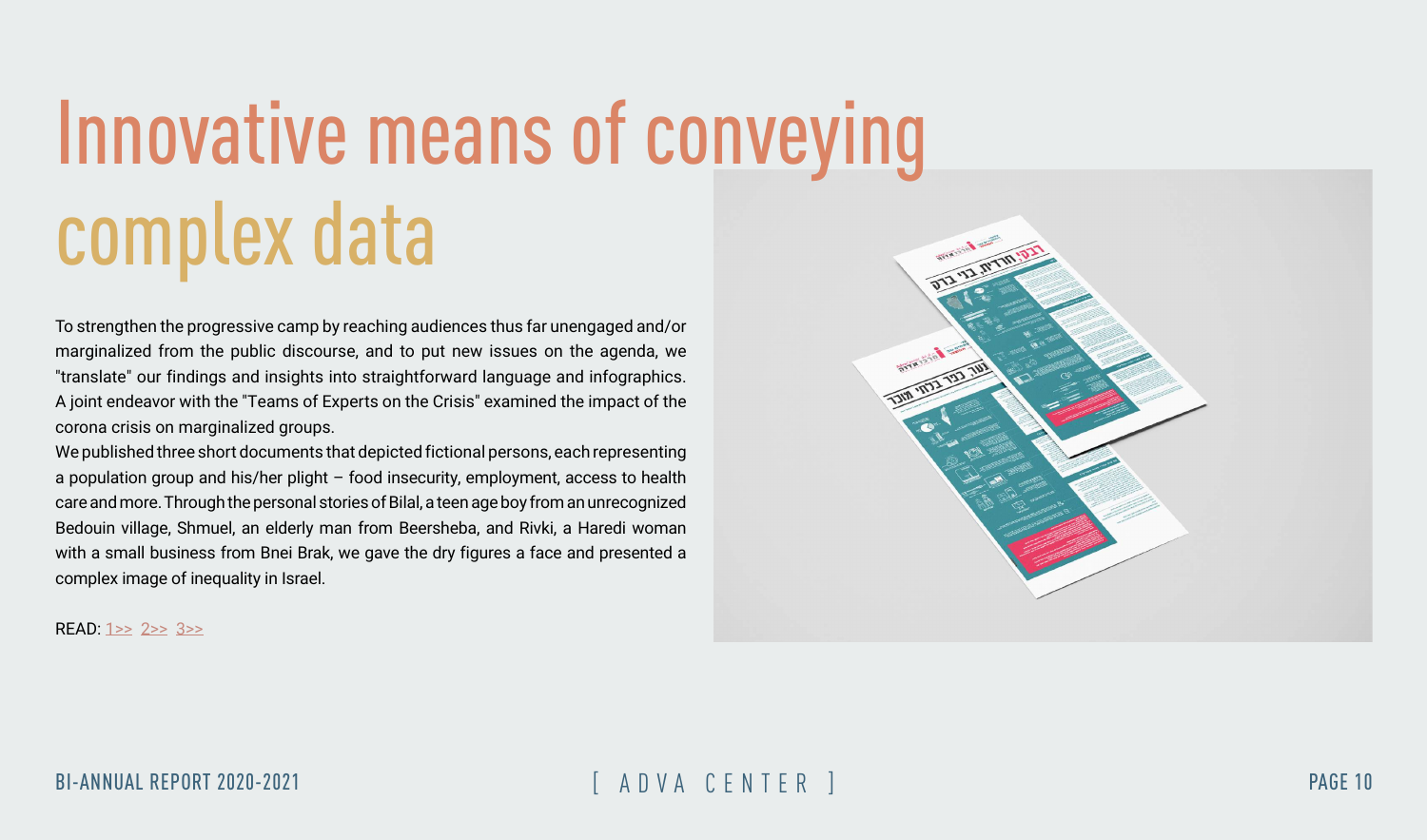# Innovative means of conveying complex data

To strengthen the progressive camp by reaching audiences thus far unengaged and/or marginalized from the public discourse, and to put new issues on the agenda, we "translate" our findings and insights into straightforward language and infographics. A joint endeavor with the "Teams of Experts on the Crisis" examined the impact of the corona crisis on marginalized groups.

We published three short documents that depicted fictional persons, each representing a population group and his/her plight – food insecurity, employment, access to health care and more. Through the personal stories of Bilal, a teen age boy from an unrecognized Bedouin village, Shmuel, an elderly man from Beersheba, and Rivki, a Haredi woman with a small business from Bnei Brak, we gave the dry figures a face and presented a complex image of inequality in Israel.

READ: 1>> 2>> 3>>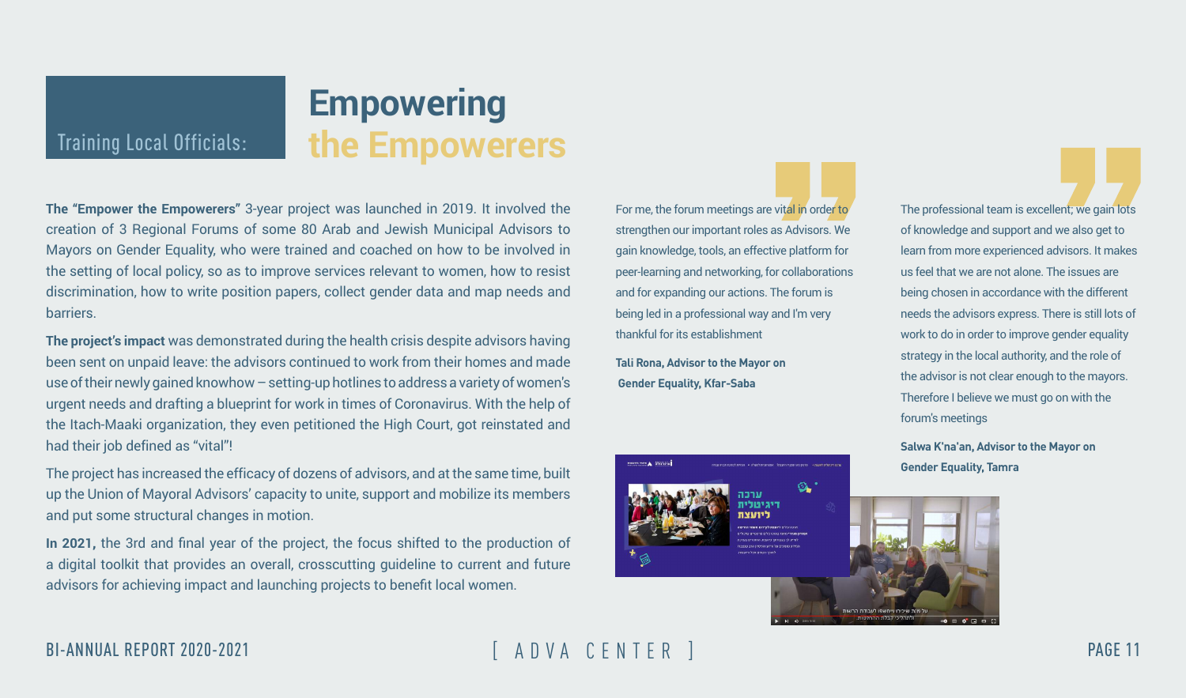# Training Local Officials: Empowering the Empowerers

**The "Empower the Empowerers"** 3-year project was launched in 2019. It involved the creation of 3 Regional Forums of some 80 Arab and Jewish Municipal Advisors to Mayors on Gender Equality, who were trained and coached on how to be involved in the setting of local policy, so as to improve services relevant to women, how to resist discrimination, how to write position papers, collect gender data and map needs and barriers.

**The project's impact** was demonstrated during the health crisis despite advisors having been sent on unpaid leave: the advisors continued to work from their homes and made use of their newly gained knowhow – setting-up hotlines to address a variety of women's urgent needs and drafting a blueprint for work in times of Coronavirus. With the help of the Itach-Maaki organization, they even petitioned the High Court, got reinstated and had their job defined as "vital"!

The project has increased the efficacy of dozens of advisors, and at the same time, built up the Union of Mayoral Advisors' capacity to unite, support and mobilize its members and put some structural changes in motion.

**In 2021,** the 3rd and final year of the project, the focus shifted to the production of a digital toolkit that provides an overall, crosscutting guideline to current and future advisors for achieving impact and launching projects to benefit local women.

> For me, the forum meetings are vital in order to strengthen our important roles as Advisors. We gain knowledge, tools, an effective platform for peer-learning and networking, for collaborations and for expanding our actions. The forum is being led in a professional way and I'm very thankful for its establishment
>
> **Tali Rona, Advisor to the Mayor on Gender Equality, Kfar-Saba**

> The professional team is excellent; we gain lots of knowledge and support and we also get to learn from more experienced advisors. It makes us feel that we are not alone. The issues are being chosen in accordance with the different needs the advisors express. There is still lots of work to do in order to improve gender equality strategy in the local authority, and the role of the advisor is not clear enough to the mayors. Therefore I believe we must go on with the forum's meetings
>
> **Salwa K'na'an, Advisor to the Mayor on Gender Equality, Tamra**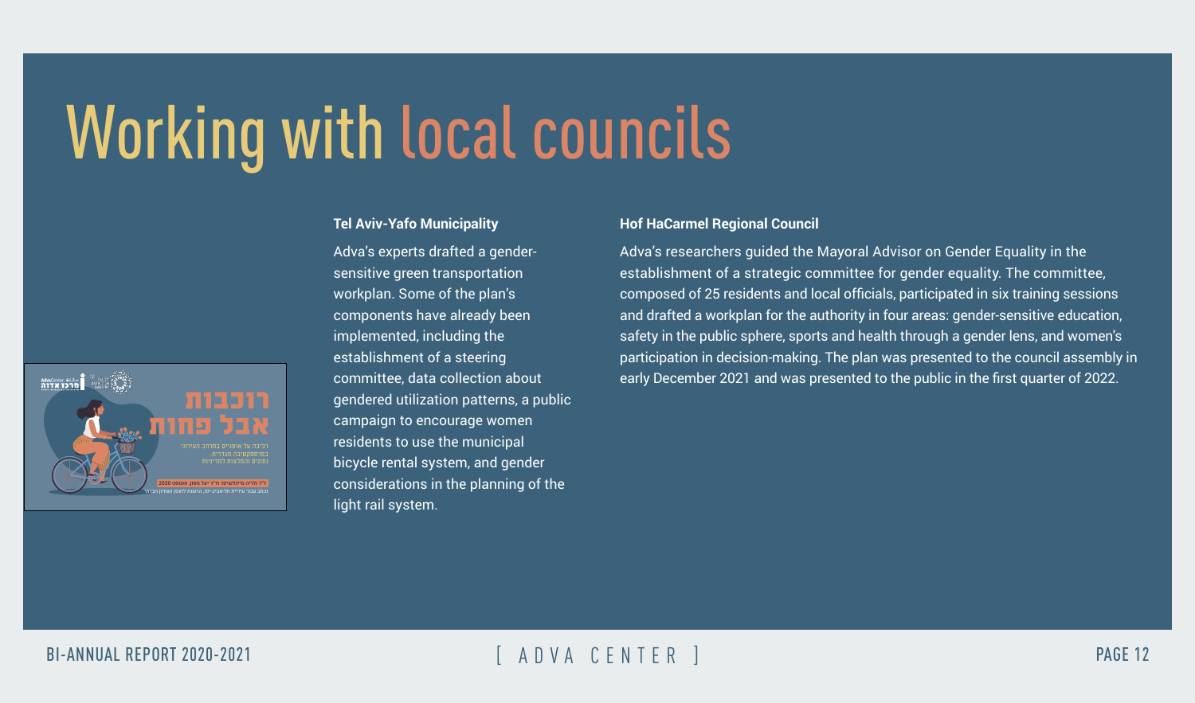# Working with local councils

**Tel Aviv-Yafo Municipality**

Adva's experts drafted a gender-sensitive green transportation workplan. Some of the plan's components have already been implemented, including the establishment of a steering committee, data collection about gendered utilization patterns, a public campaign to encourage women residents to use the municipal bicycle rental system, and gender considerations in the planning of the light rail system.

**Hof HaCarmel Regional Council**

Adva's researchers guided the Mayoral Advisor on Gender Equality in the establishment of a strategic committee for gender equality. The committee, composed of 25 residents and local officials, participated in six training sessions and drafted a workplan for the authority in four areas: gender-sensitive education, safety in the public sphere, sports and health through a gender lens, and women's participation in decision-making. The plan was presented to the council assembly in early December 2021 and was presented to the public in the first quarter of 2022.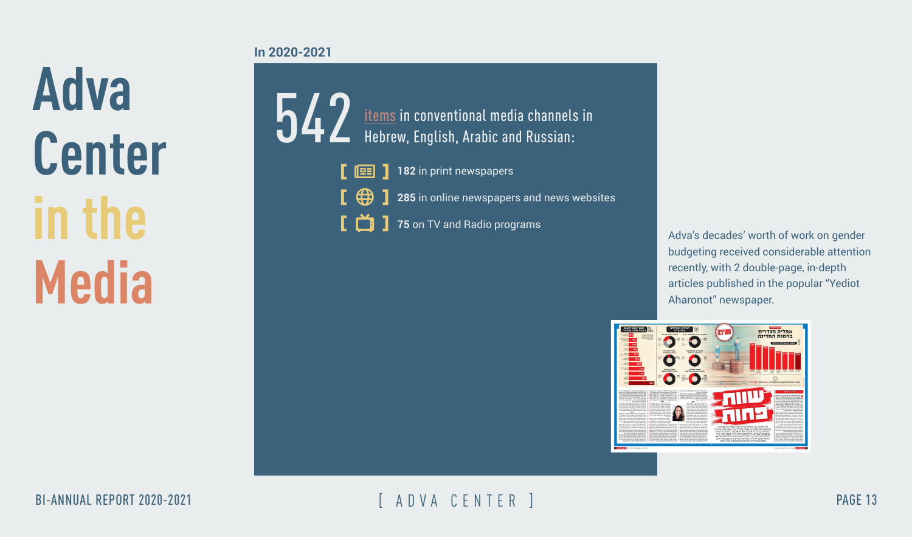# Adva Center in the Media

**In 2020-2021**

542 items in conventional media channels in Hebrew, English, Arabic and Russian:

- **182** in print newspapers
- **285** in online newspapers and news websites
- **75** on TV and Radio programs

Adva's decades' worth of work on gender budgeting received considerable attention recently, with 2 double-page, in-depth articles published in the popular "Yediot Aharonot" newspaper.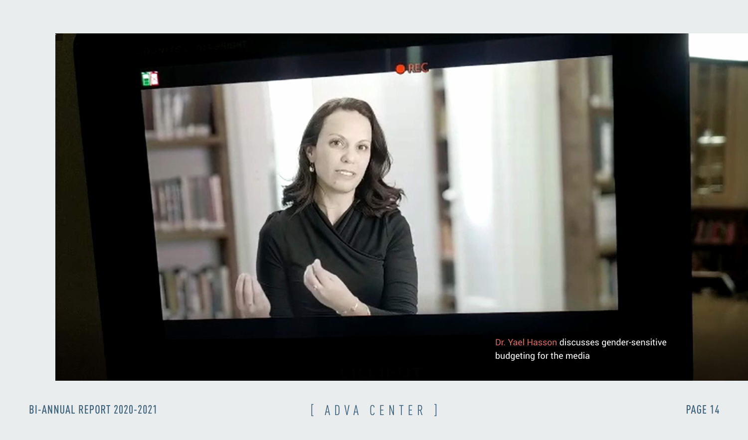Dr. Yael Hasson discusses gender-sensitive budgeting for the media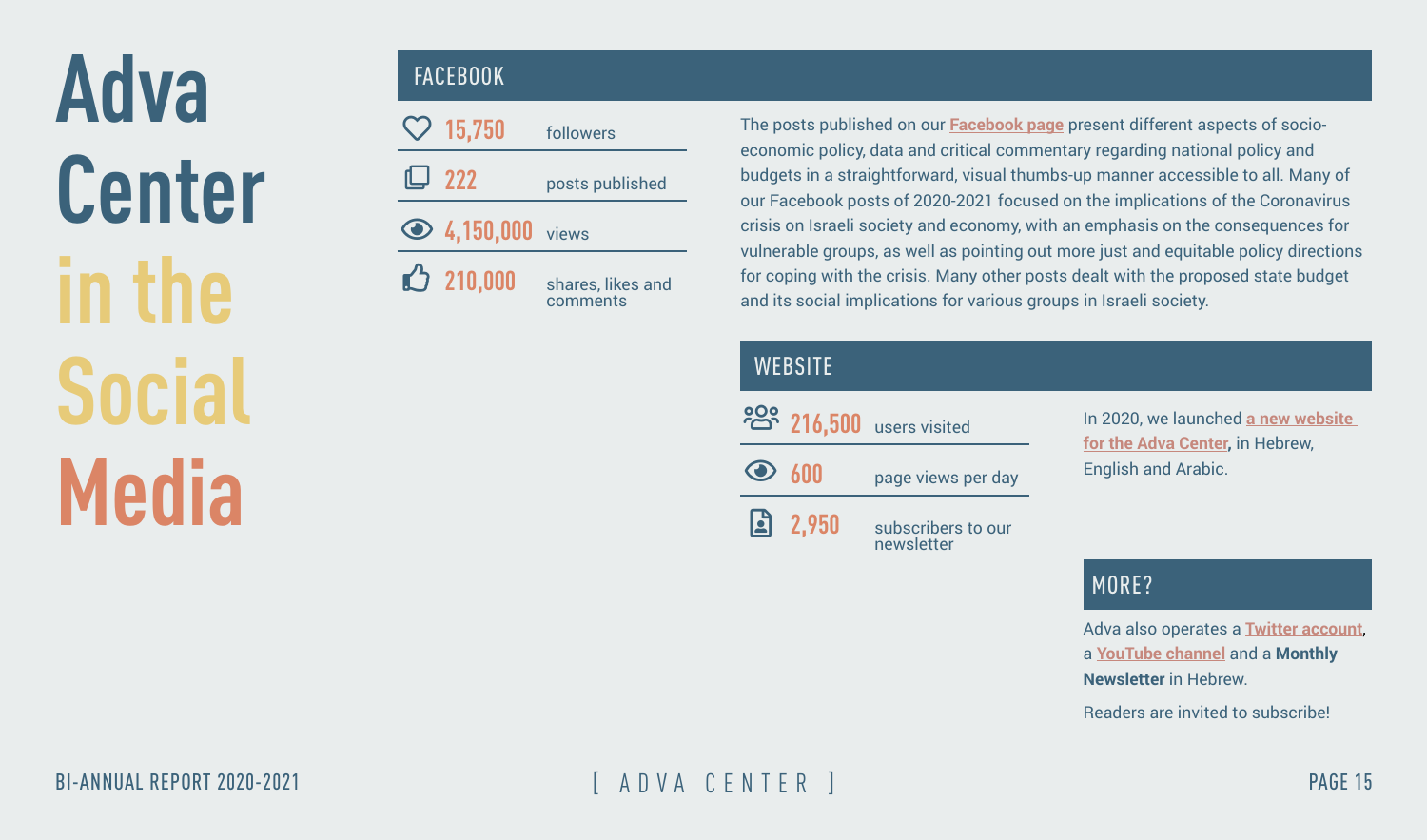# Adva Center in the Social Media

## FACEBOOK

| | |
|---|---|
| 15,750 | followers |
| 222 | posts published |
| 4,150,000 | views |
| 210,000 | shares, likes and comments |

The posts published on our Facebook page present different aspects of socio-economic policy, data and critical commentary regarding national policy and budgets in a straightforward, visual thumbs-up manner accessible to all. Many of our Facebook posts of 2020-2021 focused on the implications of the Coronavirus crisis on Israeli society and economy, with an emphasis on the consequences for vulnerable groups, as well as pointing out more just and equitable policy directions for coping with the crisis. Many other posts dealt with the proposed state budget and its social implications for various groups in Israeli society.

## WEBSITE

| | |
|---|---|
| 216,500 | users visited |
| 600 | page views per day |
| 2,950 | subscribers to our newsletter |

In 2020, we launched a new website for the Adva Center, in Hebrew, English and Arabic.

## MORE?

Adva also operates a Twitter account, a YouTube channel and a **Monthly Newsletter** in Hebrew.

Readers are invited to subscribe!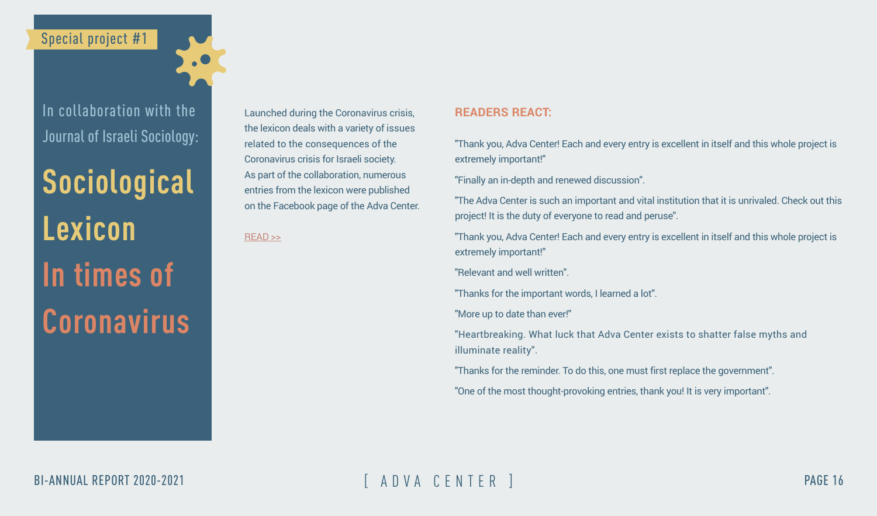Special project #1

In collaboration with the Journal of Israeli Sociology:

# Sociological Lexicon In times of Coronavirus

Launched during the Coronavirus crisis, the lexicon deals with a variety of issues related to the consequences of the Coronavirus crisis for Israeli society. As part of the collaboration, numerous entries from the lexicon were published on the Facebook page of the Adva Center.

READ >>

## READERS REACT:

"Thank you, Adva Center! Each and every entry is excellent in itself and this whole project is extremely important!"

"Finally an in-depth and renewed discussion".

"The Adva Center is such an important and vital institution that it is unrivaled. Check out this project! It is the duty of everyone to read and peruse".

"Thank you, Adva Center! Each and every entry is excellent in itself and this whole project is extremely important!"

"Relevant and well written".

"Thanks for the important words, I learned a lot".

"More up to date than ever!"

"Heartbreaking. What luck that Adva Center exists to shatter false myths and illuminate reality".

"Thanks for the reminder. To do this, one must first replace the government".

"One of the most thought-provoking entries, thank you! It is very important".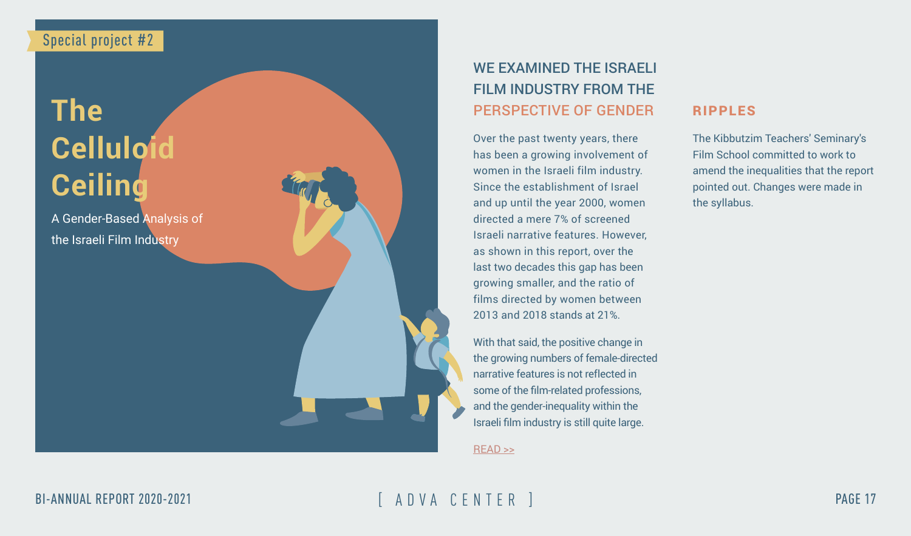Special project #2

# The Celluloid Ceiling

A Gender-Based Analysis of the Israeli Film Industry

## WE EXAMINED THE ISRAELI FILM INDUSTRY FROM THE PERSPECTIVE OF GENDER

Over the past twenty years, there has been a growing involvement of women in the Israeli film industry. Since the establishment of Israel and up until the year 2000, women directed a mere 7% of screened Israeli narrative features. However, as shown in this report, over the last two decades this gap has been growing smaller, and the ratio of films directed by women between 2013 and 2018 stands at 21%.

With that said, the positive change in the growing numbers of female-directed narrative features is not reflected in some of the film-related professions, and the gender-inequality within the Israeli film industry is still quite large.

READ >>

## RIPPLES

The Kibbutzim Teachers' Seminary's Film School committed to work to amend the inequalities that the report pointed out. Changes were made in the syllabus.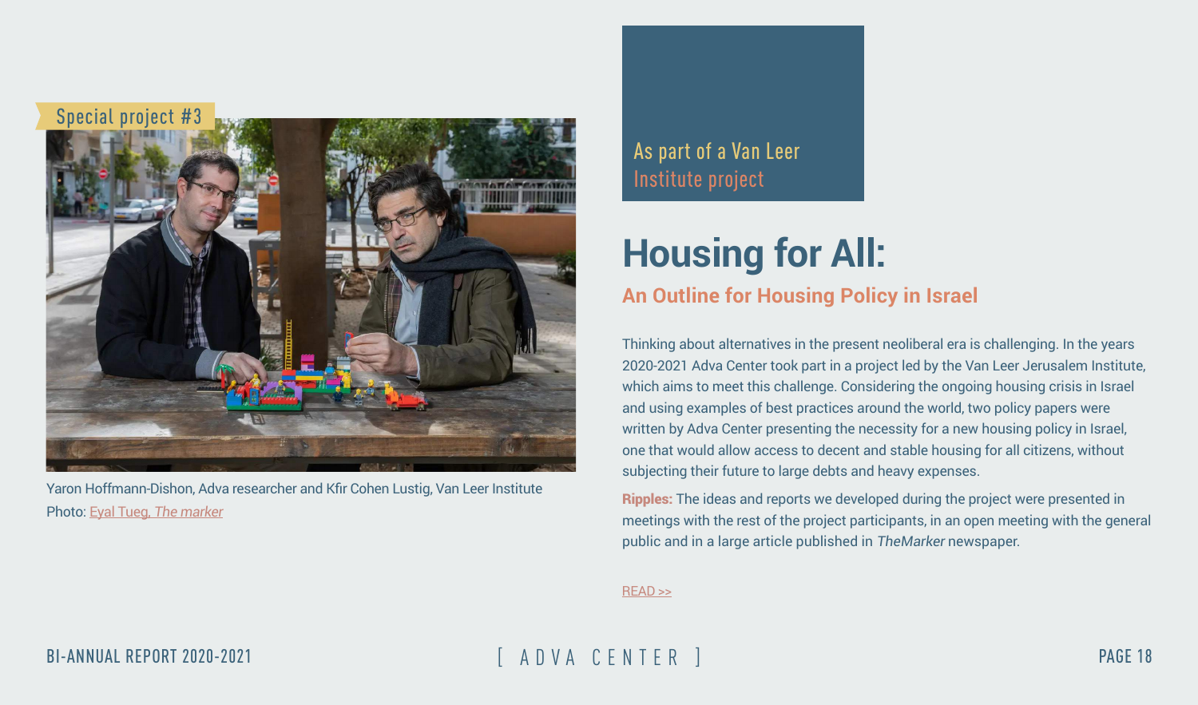Special project #3

Yaron Hoffmann-Dishon, Adva researcher and Kfir Cohen Lustig, Van Leer Institute
Photo: Eyal Tueg, *The marker*

As part of a Van Leer Institute project

# Housing for All:

## An Outline for Housing Policy in Israel

Thinking about alternatives in the present neoliberal era is challenging. In the years 2020-2021 Adva Center took part in a project led by the Van Leer Jerusalem Institute, which aims to meet this challenge. Considering the ongoing housing crisis in Israel and using examples of best practices around the world, two policy papers were written by Adva Center presenting the necessity for a new housing policy in Israel, one that would allow access to decent and stable housing for all citizens, without subjecting their future to large debts and heavy expenses.

**Ripples:** The ideas and reports we developed during the project were presented in meetings with the rest of the project participants, in an open meeting with the general public and in a large article published in *TheMarker* newspaper.

READ >>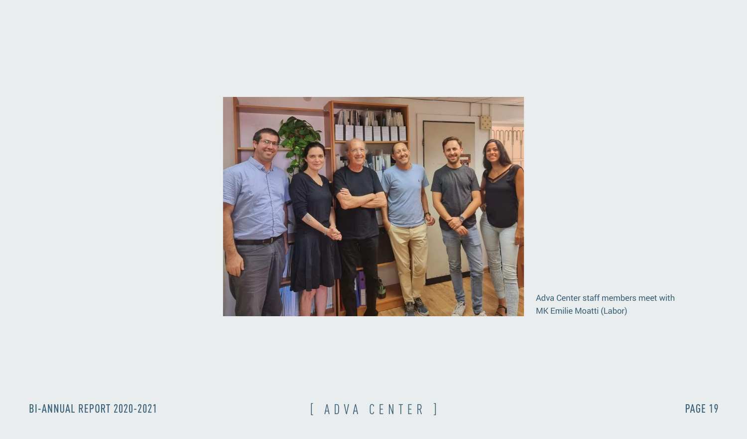Adva Center staff members meet with MK Emilie Moatti (Labor)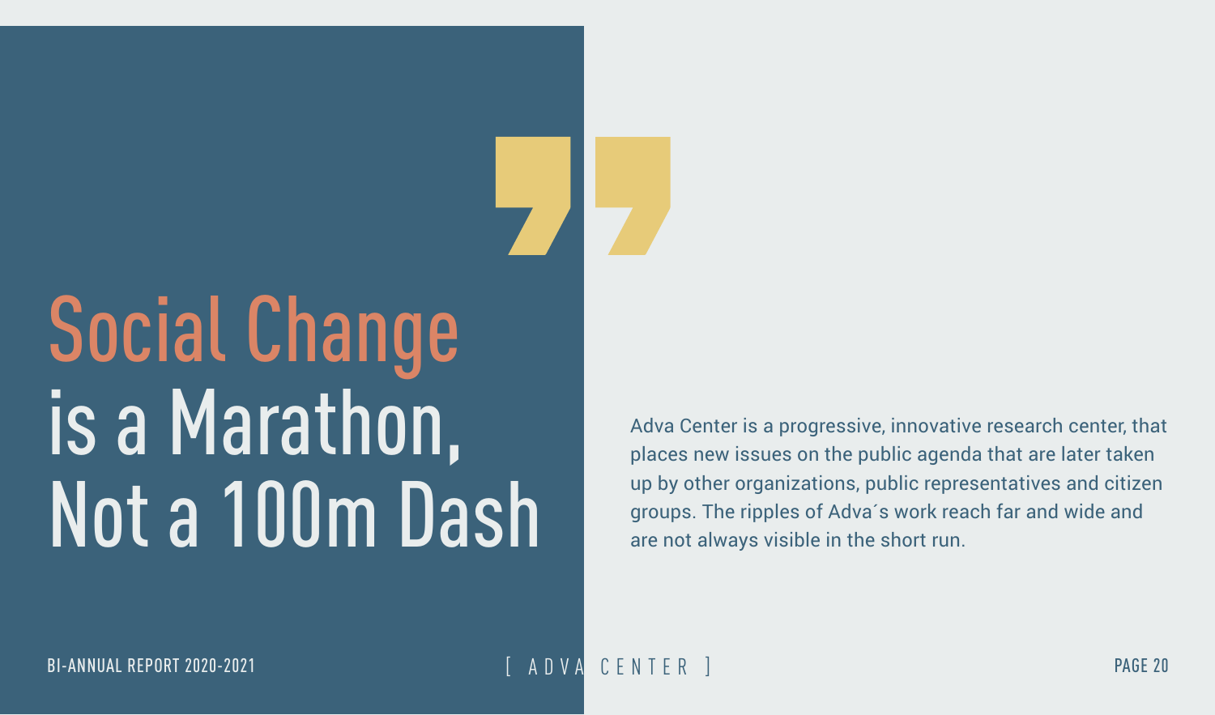# Social Change is a Marathon, Not a 100m Dash

Adva Center is a progressive, innovative research center, that places new issues on the public agenda that are later taken up by other organizations, public representatives and citizen groups. The ripples of Adva´s work reach far and wide and are not always visible in the short run.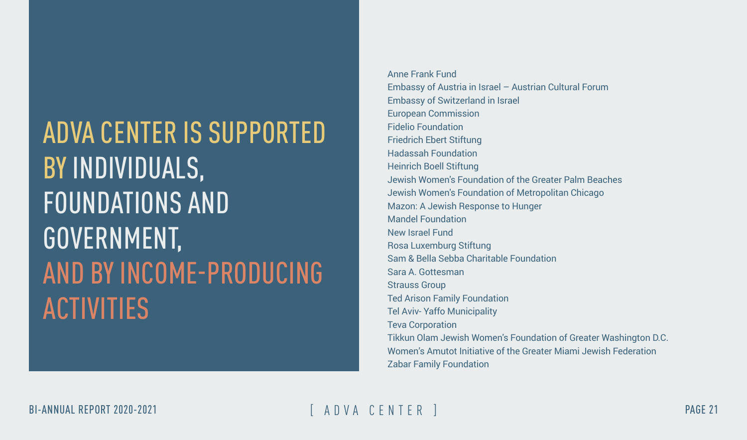# ADVA CENTER IS SUPPORTED BY INDIVIDUALS, FOUNDATIONS AND GOVERNMENT, AND BY INCOME-PRODUCING ACTIVITIES

Anne Frank Fund
Embassy of Austria in Israel – Austrian Cultural Forum
Embassy of Switzerland in Israel
European Commission
Fidelio Foundation
Friedrich Ebert Stiftung
Hadassah Foundation
Heinrich Boell Stiftung
Jewish Women's Foundation of the Greater Palm Beaches
Jewish Women's Foundation of Metropolitan Chicago
Mazon: A Jewish Response to Hunger
Mandel Foundation
New Israel Fund
Rosa Luxemburg Stiftung
Sam & Bella Sebba Charitable Foundation
Sara A. Gottesman
Strauss Group
Ted Arison Family Foundation
Tel Aviv- Yaffo Municipality
Teva Corporation
Tikkun Olam Jewish Women's Foundation of Greater Washington D.C.
Women's Amutot Initiative of the Greater Miami Jewish Federation
Zabar Family Foundation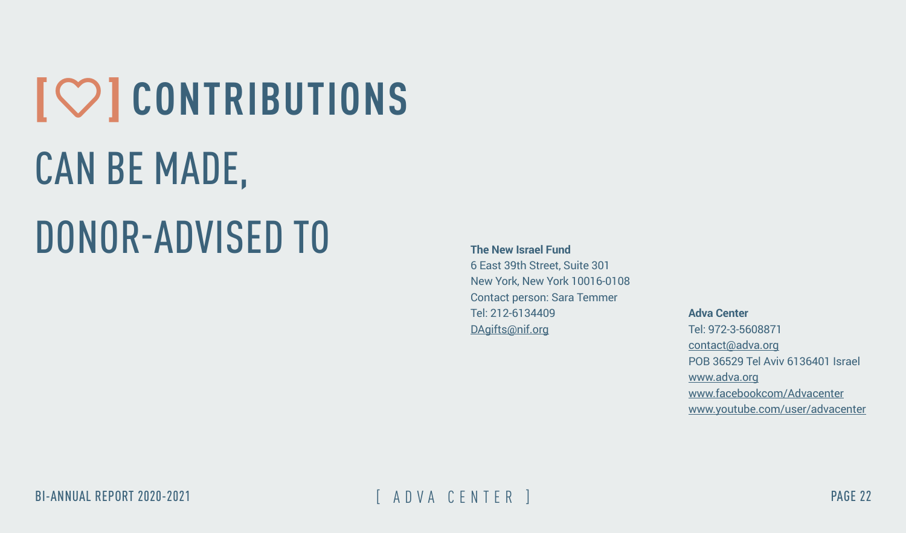# [♡] CONTRIBUTIONS CAN BE MADE, DONOR-ADVISED TO

**The New Israel Fund**
6 East 39th Street, Suite 301
New York, New York 10016-0108
Contact person: Sara Temmer
Tel: 212-6134409
DAgifts@nif.org

**Adva Center**
Tel: 972-3-5608871
contact@adva.org
POB 36529 Tel Aviv 6136401 Israel
www.adva.org
www.facebookcom/Advacenter
www.youtube.com/user/advacenter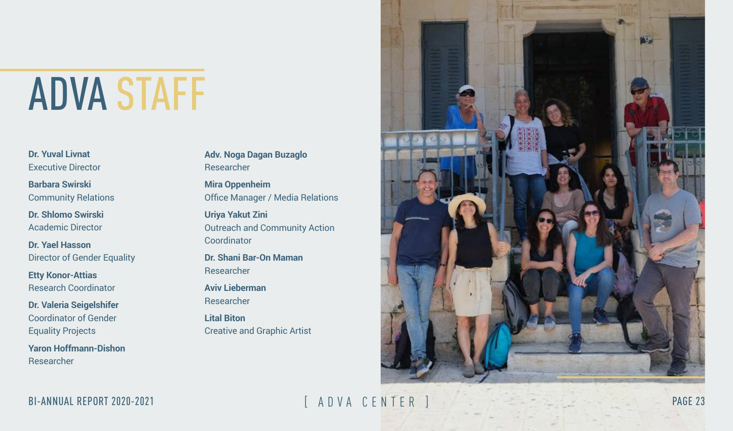# ADVA STAFF

**Dr. Yuval Livnat**
Executive Director

**Barbara Swirski**
Community Relations

**Dr. Shlomo Swirski**
Academic Director

**Dr. Yael Hasson**
Director of Gender Equality

**Etty Konor-Attias**
Research Coordinator

**Dr. Valeria Seigelshifer**
Coordinator of Gender Equality Projects

**Yaron Hoffmann-Dishon**
Researcher

**Adv. Noga Dagan Buzaglo**
Researcher

**Mira Oppenheim**
Office Manager / Media Relations

**Uriya Yakut Zini**
Outreach and Community Action Coordinator

**Dr. Shani Bar-On Maman**
Researcher

**Aviv Lieberman**
Researcher

**Lital Biton**
Creative and Graphic Artist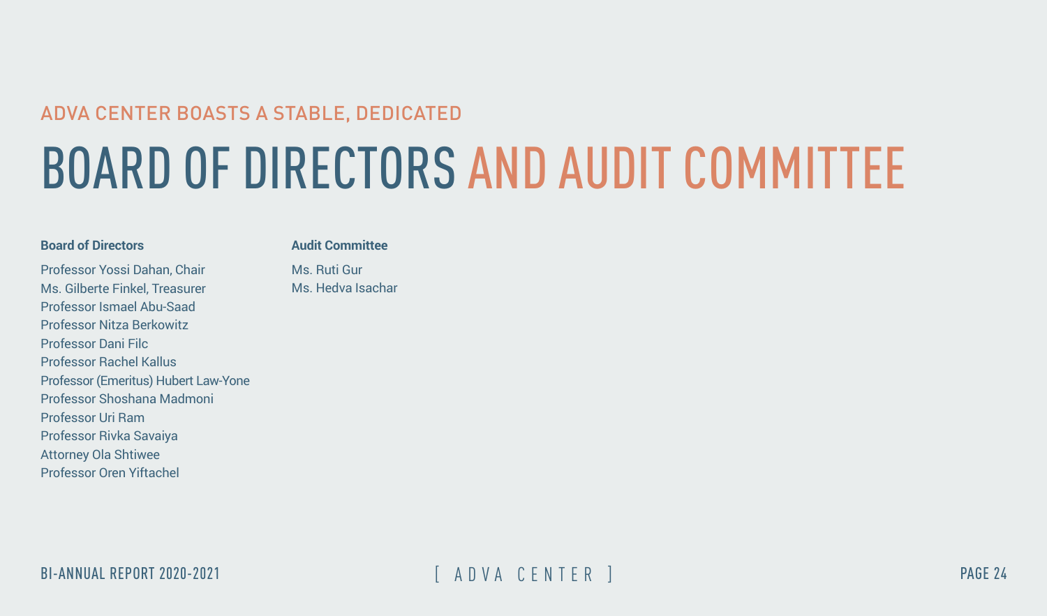ADVA CENTER BOASTS A STABLE, DEDICATED

# BOARD OF DIRECTORS AND AUDIT COMMITTEE

**Board of Directors**

Professor Yossi Dahan, Chair
Ms. Gilberte Finkel, Treasurer
Professor Ismael Abu-Saad
Professor Nitza Berkowitz
Professor Dani Filc
Professor Rachel Kallus
Professor (Emeritus) Hubert Law-Yone
Professor Shoshana Madmoni
Professor Uri Ram
Professor Rivka Savaiya
Attorney Ola Shtiwee
Professor Oren Yiftachel

**Audit Committee**

Ms. Ruti Gur
Ms. Hedva Isachar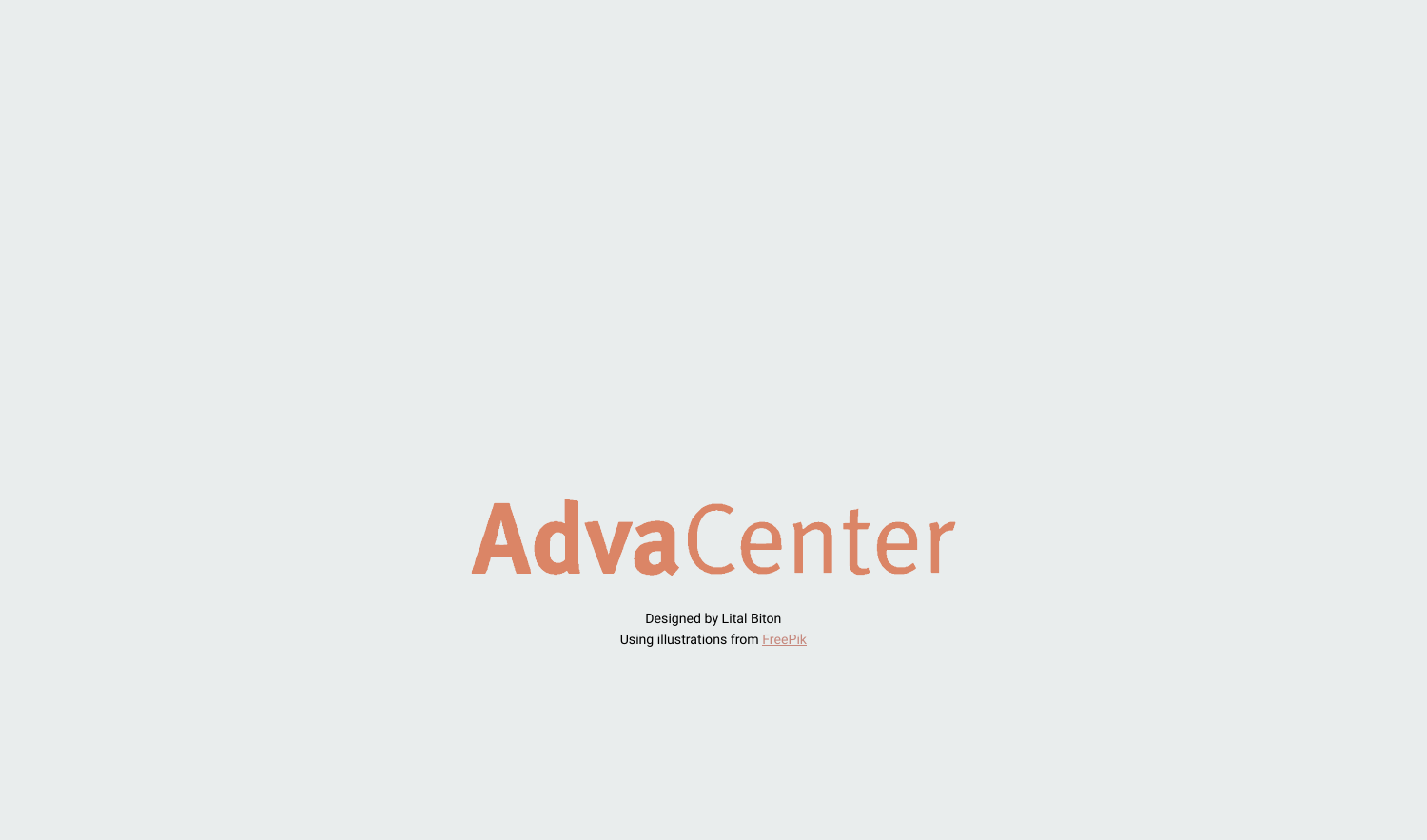# AdvaCenter

Designed by Lital Biton
Using illustrations from FreePik